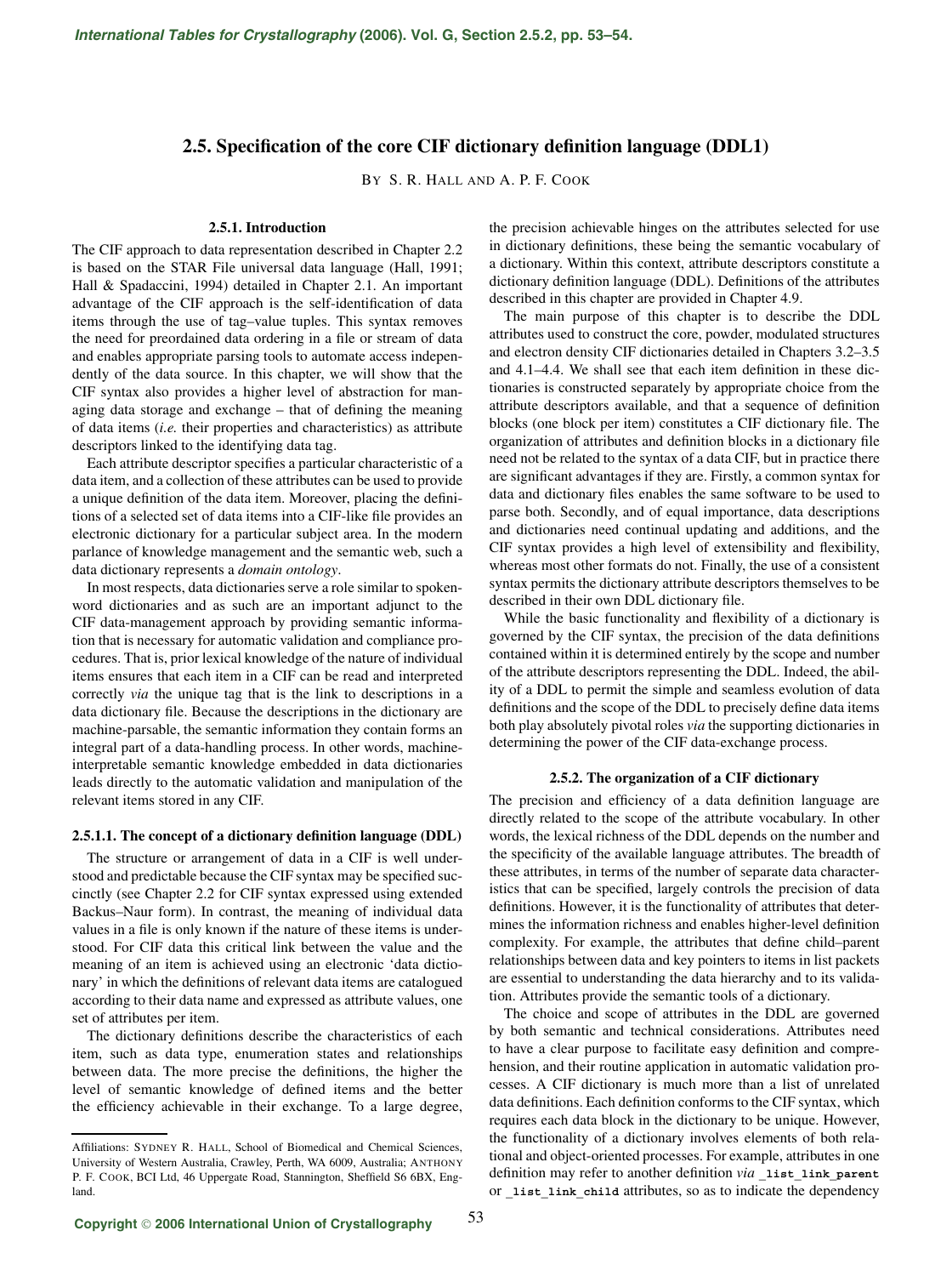# 2.5. Specification of the core CIF dictionary definition language (DDL1)

BY S. R. HALL AND A. P. F. COOK

## 2.5.1. Introduction

The CIF approach to data representation described in Chapter 2.2 is based on the STAR File universal data language (Hall, 1991; Hall & Spadaccini, 1994) detailed in Chapter 2.1. An important advantage of the CIF approach is the self-identification of data items through the use of tag–value tuples. This syntax removes the need for preordained data ordering in a file or stream of data and enables appropriate parsing tools to automate access independently of the data source. In this chapter, we will show that the CIF syntax also provides a higher level of abstraction for managing data storage and exchange – that of defining the meaning of data items (*i.e.* their properties and characteristics) as attribute descriptors linked to the identifying data tag.

Each attribute descriptor specifies a particular characteristic of a data item, and a collection of these attributes can be used to provide a unique definition of the data item. Moreover, placing the definitions of a selected set of data items into a CIF-like file provides an electronic dictionary for a particular subject area. In the modern parlance of knowledge management and the semantic web, such a data dictionary represents a *domain ontology*.

In most respects, data dictionaries serve a role similar to spoken-word dictionaries and as such are an important adjunct to the CIF data-management approach by providing semantic information that is necessary for automatic validation and compliance procedures. That is, prior lexical knowledge of the nature of individual items ensures that each item in a CIF can be read and interpreted correctly *via* the unique tag that is the link to descriptions in a data dictionary file. Because the descriptions in the dictionary are machine-parsable, the semantic information they contain forms an integral part of a data-handling process. In other words, machine-interpretable semantic knowledge embedded in data dictionaries leads directly to the automatic validation and manipulation of the relevant items stored in any CIF.

### 2.5.1.1. The concept of a dictionary definition language (DDL)

The structure or arrangement of data in a CIF is well understood and predictable because the CIF syntax may be specified succinctly (see Chapter 2.2 for CIF syntax expressed using extended Backus–Naur form). In contrast, the meaning of individual data values in a file is only known if the nature of these items is understood. For CIF data this critical link between the value and the meaning of an item is achieved using an electronic 'data dictionary' in which the definitions of relevant data items are catalogued according to their data name and expressed as attribute values, one set of attributes per item.

The dictionary definitions describe the characteristics of each item, such as data type, enumeration states and relationships between data. The more precise the definitions, the higher the level of semantic knowledge of defined items and the better the efficiency achievable in their exchange. To a large degree, the precision achievable hinges on the attributes selected for use in dictionary definitions, these being the semantic vocabulary of a dictionary. Within this context, attribute descriptors constitute a dictionary definition language (DDL). Definitions of the attributes described in this chapter are provided in Chapter 4.9.

The main purpose of this chapter is to describe the DDL attributes used to construct the core, powder, modulated structures and electron density CIF dictionaries detailed in Chapters 3.2–3.5 and 4.1–4.4. We shall see that each item definition in these dictionaries is constructed separately by appropriate choice from the attribute descriptors available, and that a sequence of definition blocks (one block per item) constitutes a CIF dictionary file. The organization of attributes and definition blocks in a dictionary file need not be related to the syntax of a data CIF, but in practice there are significant advantages if they are. Firstly, a common syntax for data and dictionary files enables the same software to be used to parse both. Secondly, and of equal importance, data descriptions and dictionaries need continual updating and additions, and the CIF syntax provides a high level of extensibility and flexibility, whereas most other formats do not. Finally, the use of a consistent syntax permits the dictionary attribute descriptors themselves to be described in their own DDL dictionary file.

While the basic functionality and flexibility of a dictionary is governed by the CIF syntax, the precision of the data definitions contained within it is determined entirely by the scope and number of the attribute descriptors representing the DDL. Indeed, the ability of a DDL to permit the simple and seamless evolution of data definitions and the scope of the DDL to precisely define data items both play absolutely pivotal roles *via* the supporting dictionaries in determining the power of the CIF data-exchange process.

## 2.5.2. The organization of a CIF dictionary

The precision and efficiency of a data definition language are directly related to the scope of the attribute vocabulary. In other words, the lexical richness of the DDL depends on the number and the specificity of the available language attributes. The breadth of these attributes, in terms of the number of separate data characteristics that can be specified, largely controls the precision of data definitions. However, it is the functionality of attributes that determines the information richness and enables higher-level definition complexity. For example, the attributes that define child–parent relationships between data and key pointers to items in list packets are essential to understanding the data hierarchy and to its validation. Attributes provide the semantic tools of a dictionary.

The choice and scope of attributes in the DDL are governed by both semantic and technical considerations. Attributes need to have a clear purpose to facilitate easy definition and comprehension, and their routine application in automatic validation processes. A CIF dictionary is much more than a list of unrelated data definitions. Each definition conforms to the CIF syntax, which requires each data block in the dictionary to be unique. However, the functionality of a dictionary involves elements of both relational and object-oriented processes. For example, attributes in one definition may refer to another definition *via* **_list_link_parent** or **_list_link_child** attributes, so as to indicate the dependency

---

Affiliations: SYDNEY R. HALL, School of Biomedical and Chemical Sciences, University of Western Australia, Crawley, Perth, WA 6009, Australia; ANTHONY P. F. COOK, BCI Ltd, 46 Uppergate Road, Stannington, Sheffield S6 6BX, England.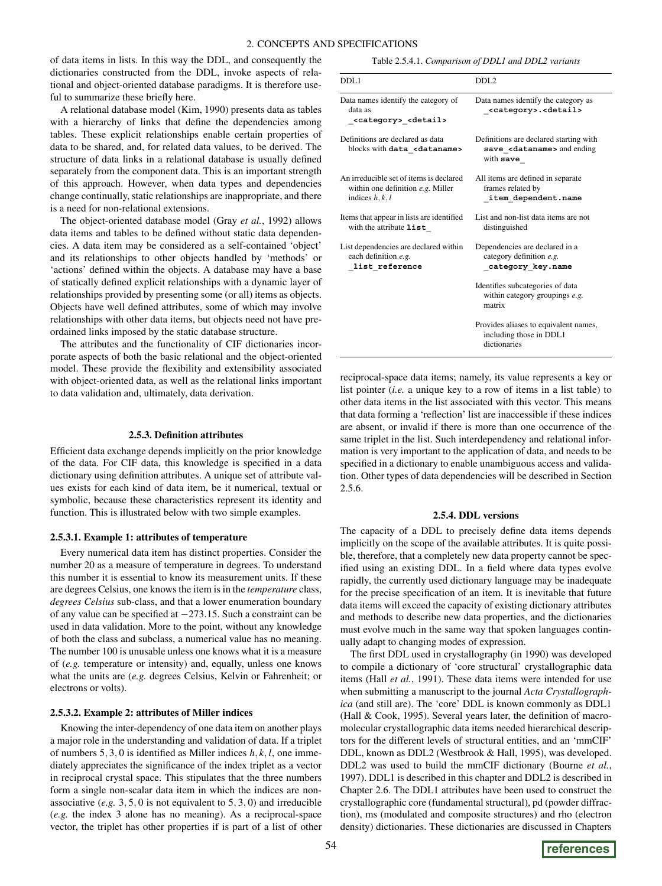of data items in lists. In this way the DDL, and consequently the dictionaries constructed from the DDL, invoke aspects of relational and object-oriented database paradigms. It is therefore useful to summarize these briefly here.

A relational database model (Kim, 1990) presents data as tables with a hierarchy of links that define the dependencies among tables. These explicit relationships enable certain properties of data to be shared, and, for related data values, to be derived. The structure of data links in a relational database is usually defined separately from the component data. This is an important strength of this approach. However, when data types and dependencies change continually, static relationships are inappropriate, and there is a need for non-relational extensions.

The object-oriented database model (Gray *et al.*, 1992) allows data items and tables to be defined without static data dependencies. A data item may be considered as a self-contained 'object' and its relationships to other objects handled by 'methods' or 'actions' defined within the objects. A database may have a base of statically defined explicit relationships with a dynamic layer of relationships provided by presenting some (or all) items as objects. Objects have well defined attributes, some of which may involve relationships with other data items, but objects need not have preordained links imposed by the static database structure.

The attributes and the functionality of CIF dictionaries incorporate aspects of both the basic relational and the object-oriented model. These provide the flexibility and extensibility associated with object-oriented data, as well as the relational links important to data validation and, ultimately, data derivation.

### 2.5.3. Definition attributes

Efficient data exchange depends implicitly on the prior knowledge of the data. For CIF data, this knowledge is specified in a data dictionary using definition attributes. A unique set of attribute values exists for each kind of data item, be it numerical, textual or symbolic, because these characteristics represent its identity and function. This is illustrated below with two simple examples.

#### 2.5.3.1. Example 1: attributes of temperature

Every numerical data item has distinct properties. Consider the number 20 as a measure of temperature in degrees. To understand this number it is essential to know its measurement units. If these are degrees Celsius, one knows the item is in the *temperature* class, *degrees Celsius* sub-class, and that a lower enumeration boundary of any value can be specified at $-273.15$. Such a constraint can be used in data validation. More to the point, without any knowledge of both the class and subclass, a numerical value has no meaning. The number 100 is unusable unless one knows what it is a measure of (*e.g.* temperature or intensity) and, equally, unless one knows what the units are (*e.g.* degrees Celsius, Kelvin or Fahrenheit; or electrons or volts).

#### 2.5.3.2. Example 2: attributes of Miller indices

Knowing the inter-dependency of one data item on another plays a major role in the understanding and validation of data. If a triplet of numbers $5, 3, 0$ is identified as Miller indices $h, k, l$, one immediately appreciates the significance of the index triplet as a vector in reciprocal crystal space. This stipulates that the three numbers form a single non-scalar data item in which the indices are non-associative (*e.g.* $3, 5, 0$ is not equivalent to $5, 3, 0$) and irreducible (*e.g.* the index 3 alone has no meaning). As a reciprocal-space vector, the triplet has other properties if is part of a list of other reciprocal-space data items; namely, its value represents a key or list pointer (*i.e.* a unique key to a row of items in a list table) to other data items in the list associated with this vector. This means that data forming a 'reflection' list are inaccessible if these indices are absent, or invalid if there is more than one occurrence of the same triplet in the list. Such interdependency and relational information is very important to the application of data, and needs to be specified in a dictionary to enable unambiguous access and validation. Other types of data dependencies will be described in Section 2.5.6.

Table 2.5.4.1. *Comparison of DDL1 and DDL2 variants*

| DDL1 | DDL2 |
|---|---|
| Data names identify the category of data as **`_<category>_<detail>`** | Data names identify the category as **`_<category>.<detail>`** |
| Definitions are declared as data blocks with **`data_<dataname>`** | Definitions are declared starting with **`save_<dataname>`** and ending with **`save_`** |
| An irreducible set of items is declared within one definition *e.g.* Miller indices $h, k, l$ | All items are defined in separate frames related by **`_item_dependent.name`** |
| Items that appear in lists are identified with the attribute **`list_`** | List and non-list data items are not distinguished |
| List dependencies are declared within each definition *e.g.* **`_list_reference`** | Dependencies are declared in a category definition *e.g.* **`_category_key.name`** |
| | Identifies subcategories of data within category groupings *e.g.* matrix |
| | Provides aliases to equivalent names, including those in DDL1 dictionaries |

### 2.5.4. DDL versions

The capacity of a DDL to precisely define data items depends implicitly on the scope of the available attributes. It is quite possible, therefore, that a completely new data property cannot be specified using an existing DDL. In a field where data types evolve rapidly, the currently used dictionary language may be inadequate for the precise specification of an item. It is inevitable that future data items will exceed the capacity of existing dictionary attributes and methods to describe new data properties, and the dictionaries must evolve much in the same way that spoken languages continually adapt to changing modes of expression.

The first DDL used in crystallography (in 1990) was developed to compile a dictionary of 'core structural' crystallographic data items (Hall *et al.*, 1991). These data items were intended for use when submitting a manuscript to the journal *Acta Crystallographica* (and still are). The 'core' DDL is known commonly as DDL1 (Hall & Cook, 1995). Several years later, the definition of macromolecular crystallographic data items needed hierarchical descriptors for the different levels of structural entities, and an 'mmCIF' DDL, known as DDL2 (Westbrook & Hall, 1995), was developed. DDL2 was used to build the mmCIF dictionary (Bourne *et al.*, 1997). DDL1 is described in this chapter and DDL2 is described in Chapter 2.6. The DDL1 attributes have been used to construct the crystallographic core (fundamental structural), pd (powder diffraction), ms (modulated and composite structures) and rho (electron density) dictionaries. These dictionaries are discussed in Chapters